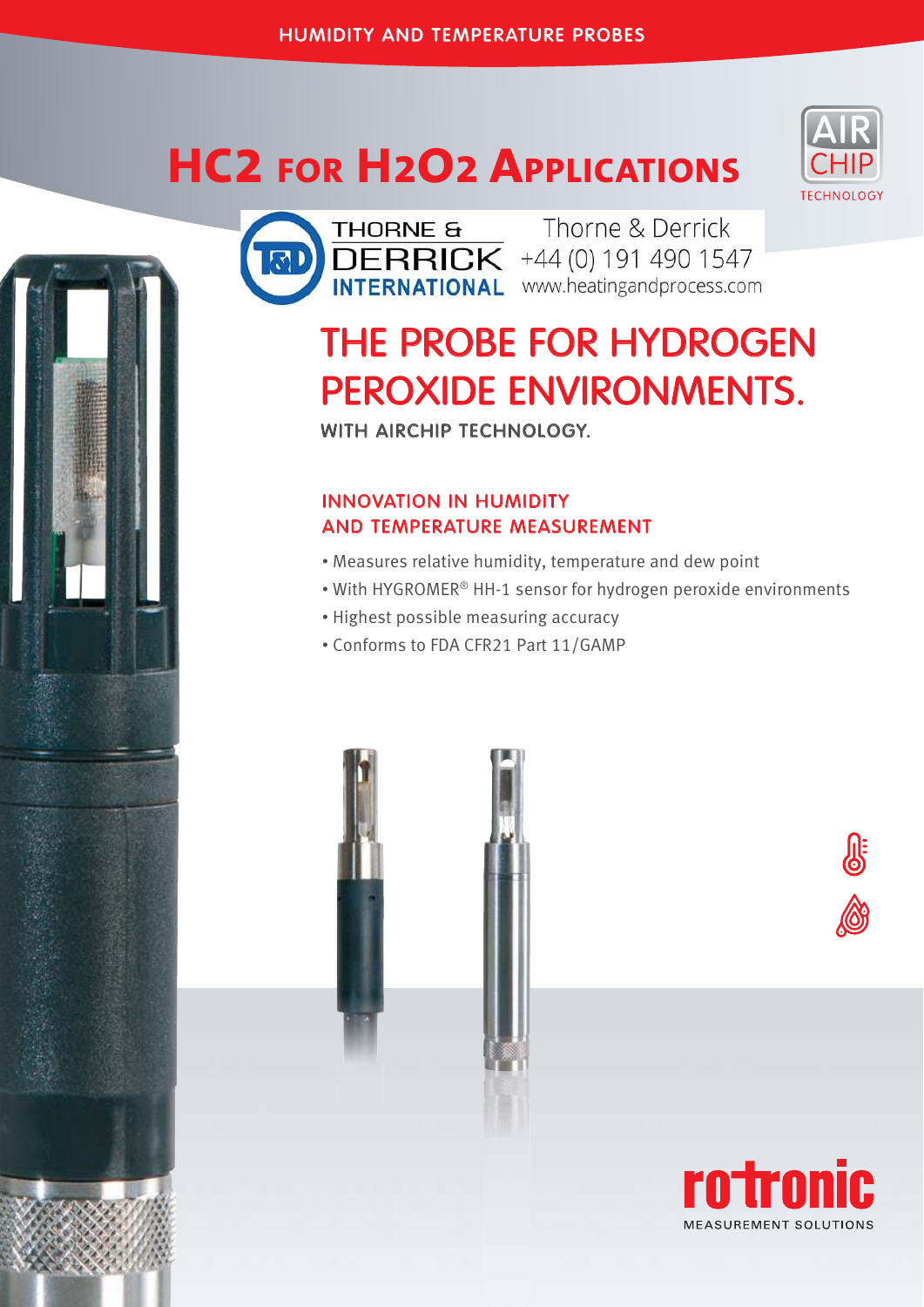HUMIDITY AND TEMPERATURE PROBES

# HC2 for H2O2 Applications

AIR CHIP TECHNOLOGY

THORNE & DERRICK INTERNATIONAL

Thorne & Derrick
+44 (0) 191 490 1547
www.heatingandprocess.com

## THE PROBE FOR HYDROGEN PEROXIDE ENVIRONMENTS.

WITH AIRCHIP TECHNOLOGY.

### INNOVATION IN HUMIDITY AND TEMPERATURE MEASUREMENT

- Measures relative humidity, temperature and dew point
- With HYGROMER® HH-1 sensor for hydrogen peroxide environments
- Highest possible measuring accuracy
- Conforms to FDA CFR21 Part 11/GAMP

rotronic
MEASUREMENT SOLUTIONS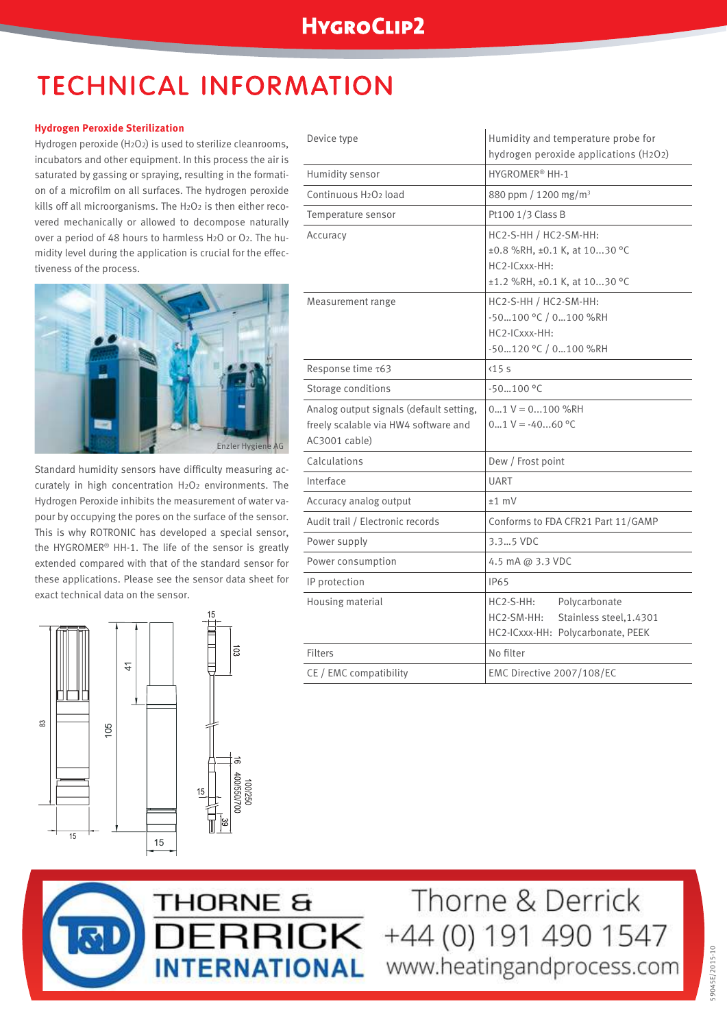# TECHNICAL INFORMATION

### Hydrogen Peroxide Sterilization

Hydrogen peroxide ($H_2O_2$) is used to sterilize cleanrooms, incubators and other equipment. In this process the air is saturated by gassing or spraying, resulting in the formation of a microfilm on all surfaces. The hydrogen peroxide kills off all microorganisms. The $H_2O_2$ is then either recovered mechanically or allowed to decompose naturally over a period of 48 hours to harmless $H_2O$ or $O_2$. The humidity level during the application is crucial for the effectiveness of the process.

Enzler Hygiene AG

Standard humidity sensors have difficulty measuring accurately in high concentration $H_2O_2$ environments. The Hydrogen Peroxide inhibits the measurement of water vapour by occupying the pores on the surface of the sensor. This is why ROTRONIC has developed a special sensor, the HYGROMER® HH-1. The life of the sensor is greatly extended compared with that of the standard sensor for these applications. Please see the sensor data sheet for exact technical data on the sensor.

15
41
83
105
15
15
103
15
16
400/550/700
100/250
39

| | |
|---|---|
| Device type | Humidity and temperature probe for hydrogen peroxide applications ($H_2O_2$) |
| Humidity sensor | HYGROMER® HH-1 |
| Continuous $H_2O_2$ load | 880 ppm / 1200 mg/m³ |
| Temperature sensor | Pt100 1/3 Class B |
| Accuracy | HC2-S-HH / HC2-SM-HH:<br>±0.8 %RH, ±0.1 K, at 10…30 °C<br>HC2-ICxxx-HH:<br>±1.2 %RH, ±0.1 K, at 10…30 °C |
| Measurement range | HC2-S-HH / HC2-SM-HH:<br>-50…100 °C / 0…100 %RH<br>HC2-ICxxx-HH:<br>-50…120 °C / 0…100 %RH |
| Response time τ63 | <15 s |
| Storage conditions | -50…100 °C |
| Analog output signals (default setting, freely scalable via HW4 software and AC3001 cable) | 0…1 V = 0…100 %RH<br>0…1 V = -40…60 °C |
| Calculations | Dew / Frost point |
| Interface | UART |
| Accuracy analog output | ±1 mV |
| Audit trail / Electronic records | Conforms to FDA CFR21 Part 11/GAMP |
| Power supply | 3.3…5 VDC |
| Power consumption | 4.5 mA @ 3.3 VDC |
| IP protection | IP65 |
| Housing material | HC2-S-HH: Polycarbonate<br>HC2-SM-HH: Stainless steel,1.4301<br>HC2-ICxxx-HH: Polycarbonate, PEEK |
| Filters | No filter |
| CE / EMC compatibility | EMC Directive 2007/108/EC |

THORNE & DERRICK INTERNATIONAL

Thorne & Derrick
+44 (0) 191 490 1547
www.heatingandprocess.com

59045E/2015-10